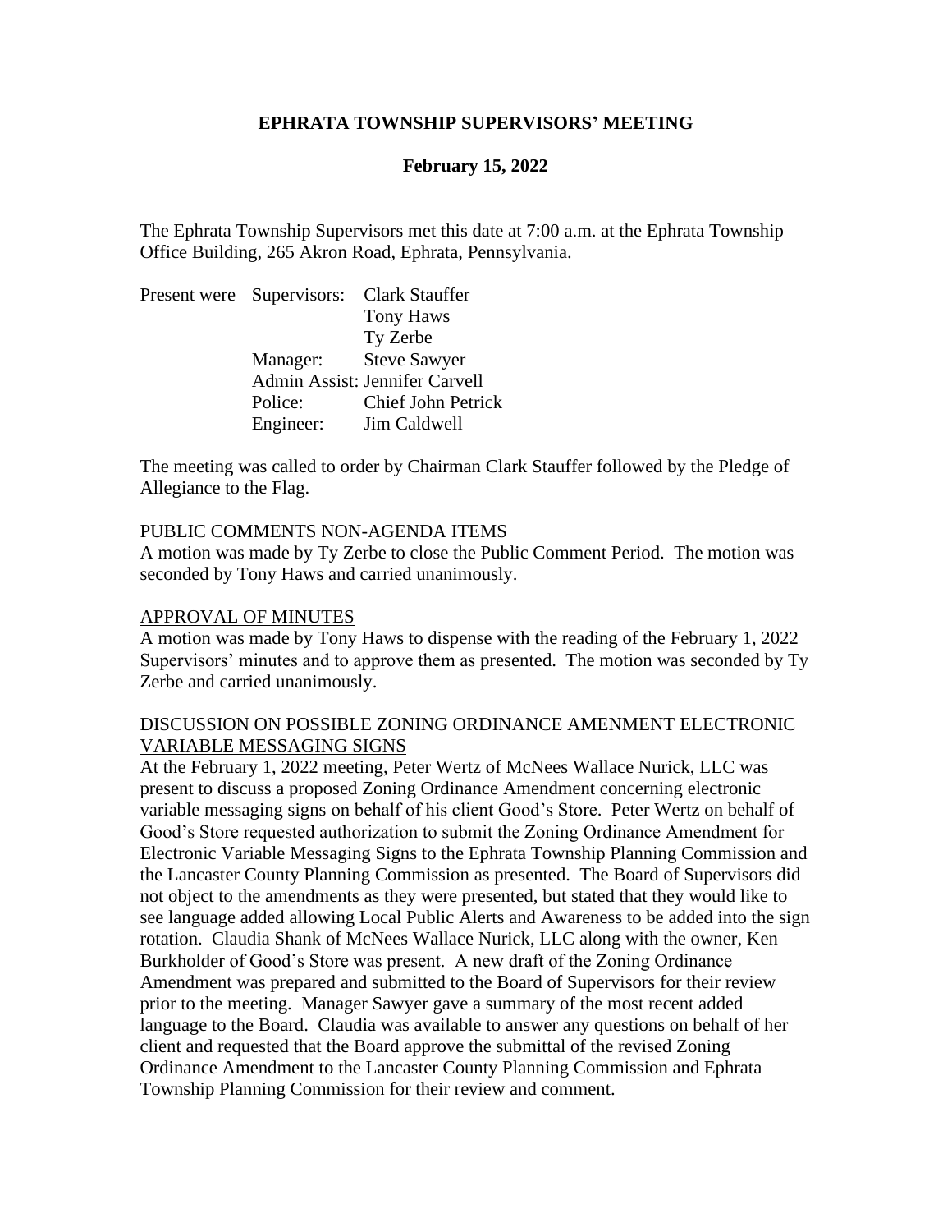# EPHRATA TOWNSHIP SUPERVISORS' MEETING

## February 15, 2022

The Ephrata Township Supervisors met this date at 7:00 a.m. at the Ephrata Township Office Building, 265 Akron Road, Ephrata, Pennsylvania.

| Present were | Supervisors: | Clark Stauffer |
|---|---|---|
| | | Tony Haws |
| | | Ty Zerbe |
| | Manager: | Steve Sawyer |
| | Admin Assist: | Jennifer Carvell |
| | Police: | Chief John Petrick |
| | Engineer: | Jim Caldwell |

The meeting was called to order by Chairman Clark Stauffer followed by the Pledge of Allegiance to the Flag.

PUBLIC COMMENTS NON-AGENDA ITEMS

A motion was made by Ty Zerbe to close the Public Comment Period. The motion was seconded by Tony Haws and carried unanimously.

APPROVAL OF MINUTES

A motion was made by Tony Haws to dispense with the reading of the February 1, 2022 Supervisors' minutes and to approve them as presented. The motion was seconded by Ty Zerbe and carried unanimously.

DISCUSSION ON POSSIBLE ZONING ORDINANCE AMENMENT ELECTRONIC VARIABLE MESSAGING SIGNS

At the February 1, 2022 meeting, Peter Wertz of McNees Wallace Nurick, LLC was present to discuss a proposed Zoning Ordinance Amendment concerning electronic variable messaging signs on behalf of his client Good's Store. Peter Wertz on behalf of Good's Store requested authorization to submit the Zoning Ordinance Amendment for Electronic Variable Messaging Signs to the Ephrata Township Planning Commission and the Lancaster County Planning Commission as presented. The Board of Supervisors did not object to the amendments as they were presented, but stated that they would like to see language added allowing Local Public Alerts and Awareness to be added into the sign rotation. Claudia Shank of McNees Wallace Nurick, LLC along with the owner, Ken Burkholder of Good's Store was present. A new draft of the Zoning Ordinance Amendment was prepared and submitted to the Board of Supervisors for their review prior to the meeting. Manager Sawyer gave a summary of the most recent added language to the Board. Claudia was available to answer any questions on behalf of her client and requested that the Board approve the submittal of the revised Zoning Ordinance Amendment to the Lancaster County Planning Commission and Ephrata Township Planning Commission for their review and comment.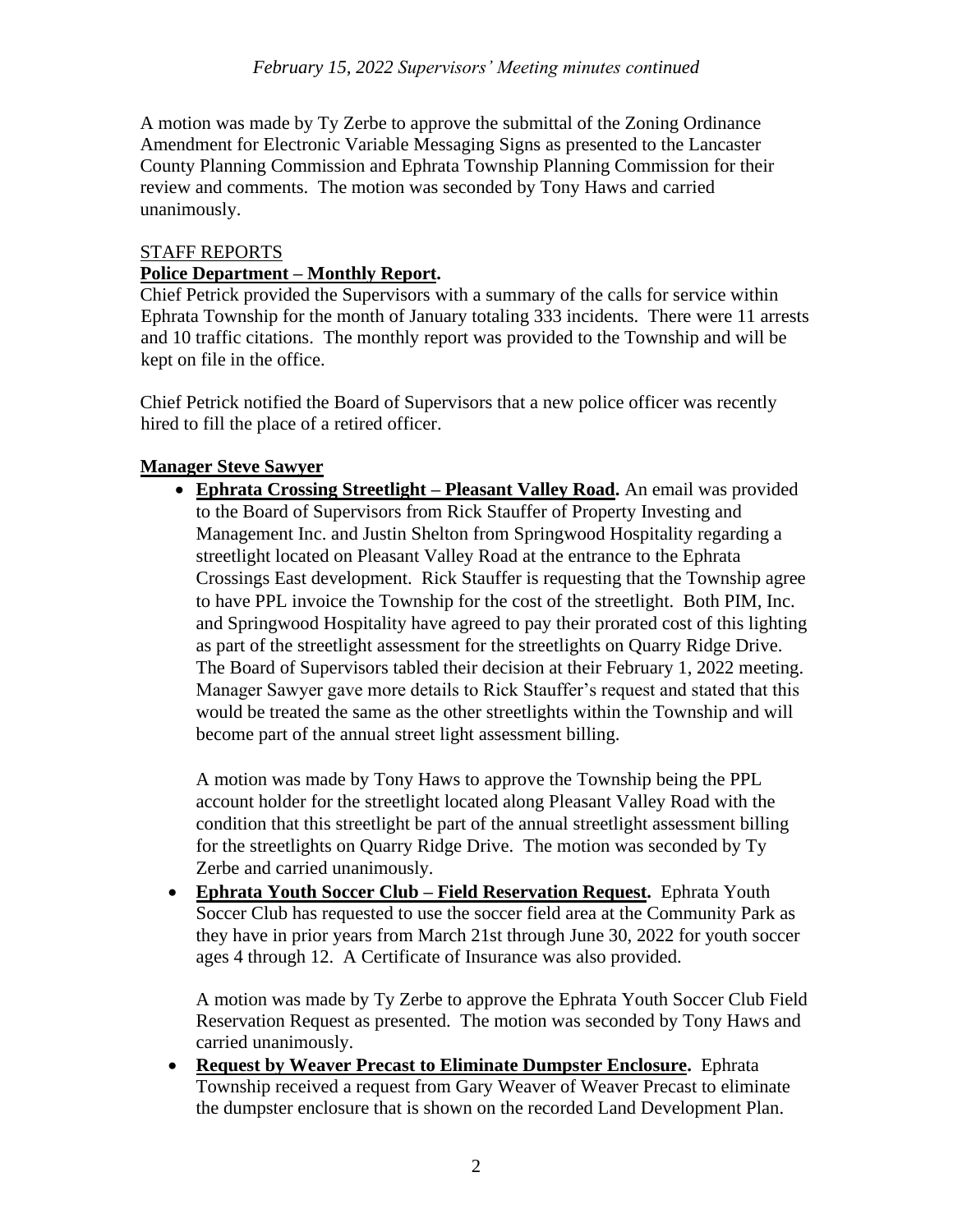A motion was made by Ty Zerbe to approve the submittal of the Zoning Ordinance Amendment for Electronic Variable Messaging Signs as presented to the Lancaster County Planning Commission and Ephrata Township Planning Commission for their review and comments. The motion was seconded by Tony Haws and carried unanimously.

STAFF REPORTS

**Police Department – Monthly Report.**

Chief Petrick provided the Supervisors with a summary of the calls for service within Ephrata Township for the month of January totaling 333 incidents. There were 11 arrests and 10 traffic citations. The monthly report was provided to the Township and will be kept on file in the office.

Chief Petrick notified the Board of Supervisors that a new police officer was recently hired to fill the place of a retired officer.

**Manager Steve Sawyer**

- **Ephrata Crossing Streetlight – Pleasant Valley Road.** An email was provided to the Board of Supervisors from Rick Stauffer of Property Investing and Management Inc. and Justin Shelton from Springwood Hospitality regarding a streetlight located on Pleasant Valley Road at the entrance to the Ephrata Crossings East development. Rick Stauffer is requesting that the Township agree to have PPL invoice the Township for the cost of the streetlight. Both PIM, Inc. and Springwood Hospitality have agreed to pay their prorated cost of this lighting as part of the streetlight assessment for the streetlights on Quarry Ridge Drive. The Board of Supervisors tabled their decision at their February 1, 2022 meeting. Manager Sawyer gave more details to Rick Stauffer's request and stated that this would be treated the same as the other streetlights within the Township and will become part of the annual street light assessment billing.

  A motion was made by Tony Haws to approve the Township being the PPL account holder for the streetlight located along Pleasant Valley Road with the condition that this streetlight be part of the annual streetlight assessment billing for the streetlights on Quarry Ridge Drive. The motion was seconded by Ty Zerbe and carried unanimously.

- **Ephrata Youth Soccer Club – Field Reservation Request.** Ephrata Youth Soccer Club has requested to use the soccer field area at the Community Park as they have in prior years from March 21st through June 30, 2022 for youth soccer ages 4 through 12. A Certificate of Insurance was also provided.

  A motion was made by Ty Zerbe to approve the Ephrata Youth Soccer Club Field Reservation Request as presented. The motion was seconded by Tony Haws and carried unanimously.

- **Request by Weaver Precast to Eliminate Dumpster Enclosure.** Ephrata Township received a request from Gary Weaver of Weaver Precast to eliminate the dumpster enclosure that is shown on the recorded Land Development Plan.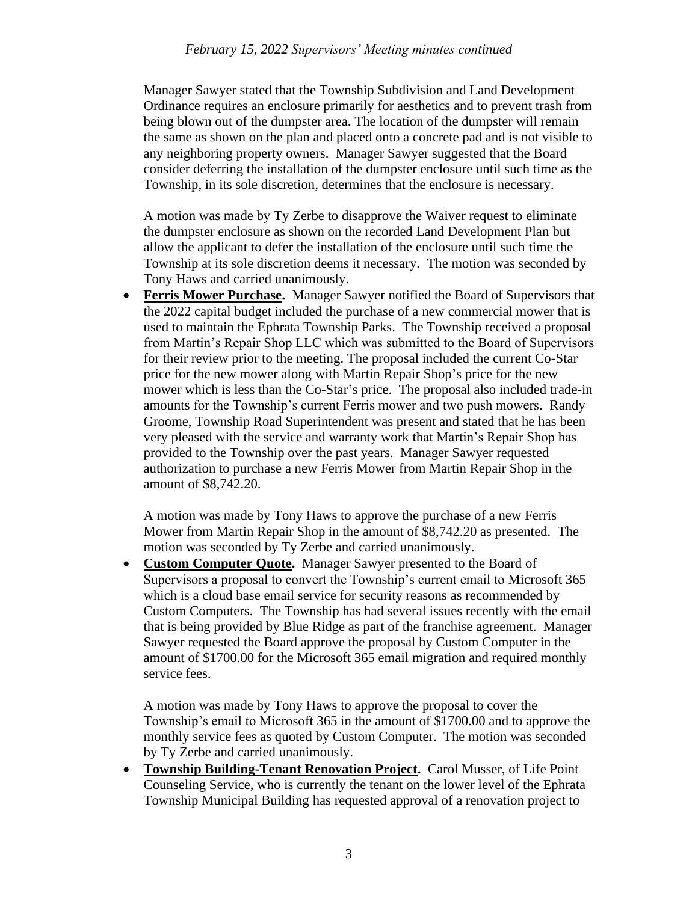Manager Sawyer stated that the Township Subdivision and Land Development Ordinance requires an enclosure primarily for aesthetics and to prevent trash from being blown out of the dumpster area. The location of the dumpster will remain the same as shown on the plan and placed onto a concrete pad and is not visible to any neighboring property owners. Manager Sawyer suggested that the Board consider deferring the installation of the dumpster enclosure until such time as the Township, in its sole discretion, determines that the enclosure is necessary.

A motion was made by Ty Zerbe to disapprove the Waiver request to eliminate the dumpster enclosure as shown on the recorded Land Development Plan but allow the applicant to defer the installation of the enclosure until such time the Township at its sole discretion deems it necessary. The motion was seconded by Tony Haws and carried unanimously.

- **Ferris Mower Purchase.** Manager Sawyer notified the Board of Supervisors that the 2022 capital budget included the purchase of a new commercial mower that is used to maintain the Ephrata Township Parks. The Township received a proposal from Martin's Repair Shop LLC which was submitted to the Board of Supervisors for their review prior to the meeting. The proposal included the current Co-Star price for the new mower along with Martin Repair Shop's price for the new mower which is less than the Co-Star's price. The proposal also included trade-in amounts for the Township's current Ferris mower and two push mowers. Randy Groome, Township Road Superintendent was present and stated that he has been very pleased with the service and warranty work that Martin's Repair Shop has provided to the Township over the past years. Manager Sawyer requested authorization to purchase a new Ferris Mower from Martin Repair Shop in the amount of $8,742.20.

  A motion was made by Tony Haws to approve the purchase of a new Ferris Mower from Martin Repair Shop in the amount of $8,742.20 as presented. The motion was seconded by Ty Zerbe and carried unanimously.

- **Custom Computer Quote.** Manager Sawyer presented to the Board of Supervisors a proposal to convert the Township's current email to Microsoft 365 which is a cloud base email service for security reasons as recommended by Custom Computers. The Township has had several issues recently with the email that is being provided by Blue Ridge as part of the franchise agreement. Manager Sawyer requested the Board approve the proposal by Custom Computer in the amount of $1700.00 for the Microsoft 365 email migration and required monthly service fees.

  A motion was made by Tony Haws to approve the proposal to cover the Township's email to Microsoft 365 in the amount of $1700.00 and to approve the monthly service fees as quoted by Custom Computer. The motion was seconded by Ty Zerbe and carried unanimously.

- **Township Building-Tenant Renovation Project.** Carol Musser, of Life Point Counseling Service, who is currently the tenant on the lower level of the Ephrata Township Municipal Building has requested approval of a renovation project to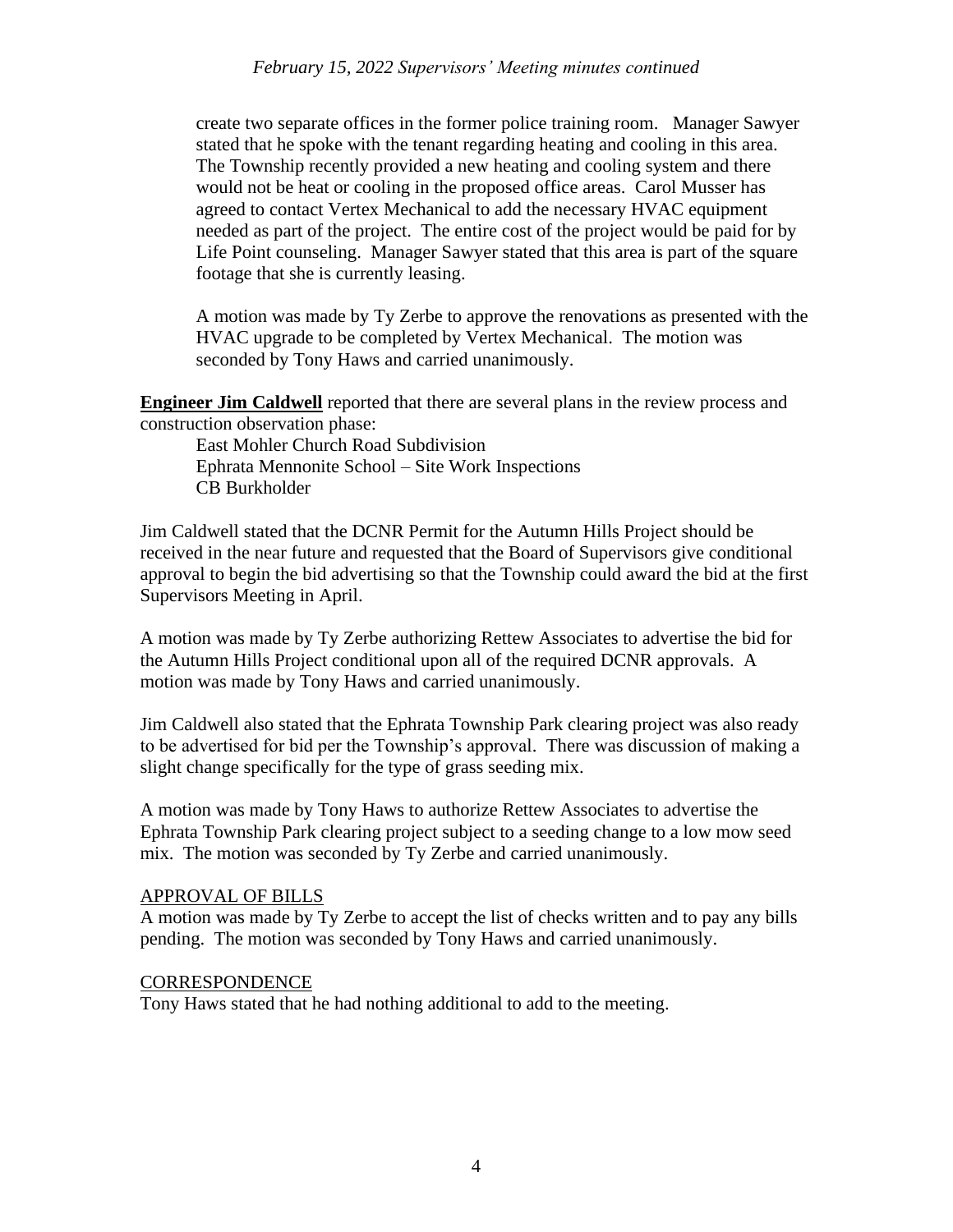create two separate offices in the former police training room. Manager Sawyer stated that he spoke with the tenant regarding heating and cooling in this area. The Township recently provided a new heating and cooling system and there would not be heat or cooling in the proposed office areas. Carol Musser has agreed to contact Vertex Mechanical to add the necessary HVAC equipment needed as part of the project. The entire cost of the project would be paid for by Life Point counseling. Manager Sawyer stated that this area is part of the square footage that she is currently leasing.

A motion was made by Ty Zerbe to approve the renovations as presented with the HVAC upgrade to be completed by Vertex Mechanical. The motion was seconded by Tony Haws and carried unanimously.

**Engineer Jim Caldwell** reported that there are several plans in the review process and construction observation phase:

East Mohler Church Road Subdivision
Ephrata Mennonite School – Site Work Inspections
CB Burkholder

Jim Caldwell stated that the DCNR Permit for the Autumn Hills Project should be received in the near future and requested that the Board of Supervisors give conditional approval to begin the bid advertising so that the Township could award the bid at the first Supervisors Meeting in April.

A motion was made by Ty Zerbe authorizing Rettew Associates to advertise the bid for the Autumn Hills Project conditional upon all of the required DCNR approvals. A motion was made by Tony Haws and carried unanimously.

Jim Caldwell also stated that the Ephrata Township Park clearing project was also ready to be advertised for bid per the Township's approval. There was discussion of making a slight change specifically for the type of grass seeding mix.

A motion was made by Tony Haws to authorize Rettew Associates to advertise the Ephrata Township Park clearing project subject to a seeding change to a low mow seed mix. The motion was seconded by Ty Zerbe and carried unanimously.

## APPROVAL OF BILLS

A motion was made by Ty Zerbe to accept the list of checks written and to pay any bills pending. The motion was seconded by Tony Haws and carried unanimously.

## CORRESPONDENCE

Tony Haws stated that he had nothing additional to add to the meeting.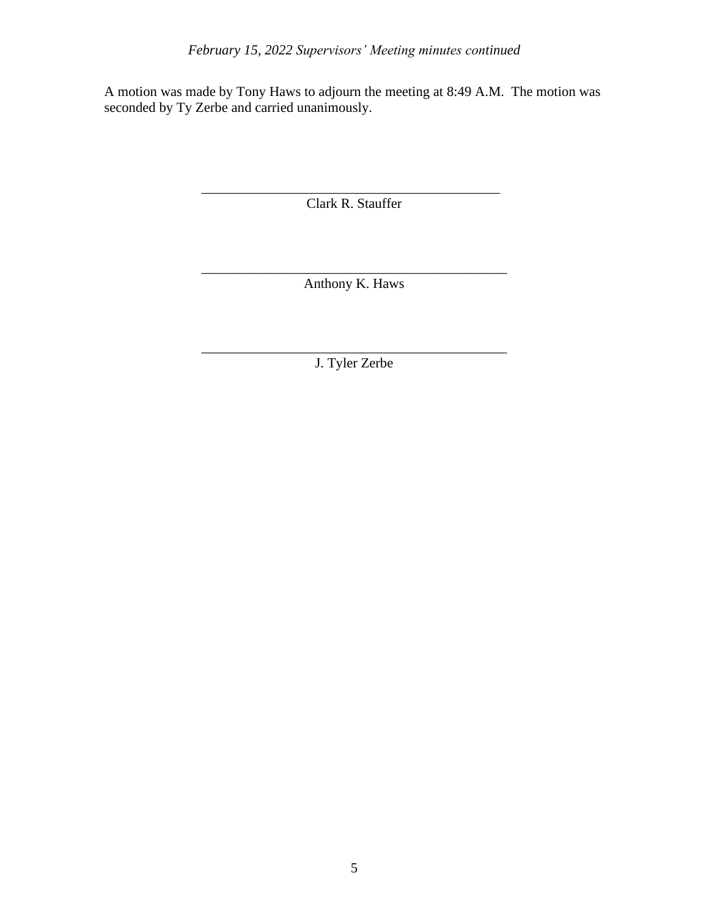A motion was made by Tony Haws to adjourn the meeting at 8:49 A.M. The motion was seconded by Ty Zerbe and carried unanimously.

_____________________________________________
Clark R. Stauffer

_____________________________________________
Anthony K. Haws

_____________________________________________
J. Tyler Zerbe